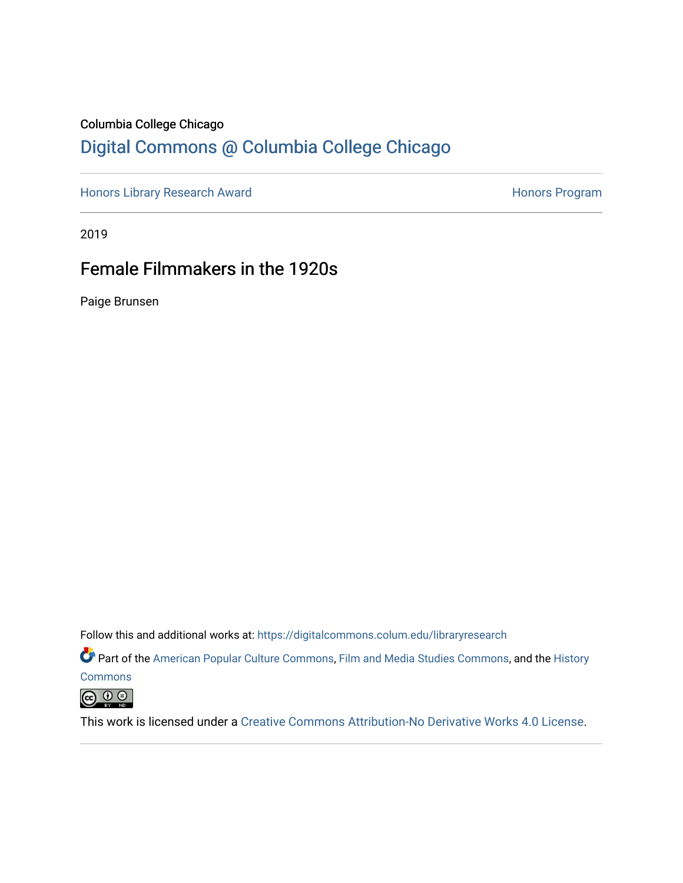Columbia College Chicago

# Digital Commons @ Columbia College Chicago

Honors Library Research Award | Honors Program

2019

## Female Filmmakers in the 1920s

Paige Brunsen

Follow this and additional works at: https://digitalcommons.colum.edu/libraryresearch

Part of the American Popular Culture Commons, Film and Media Studies Commons, and the History Commons

This work is licensed under a Creative Commons Attribution-No Derivative Works 4.0 License.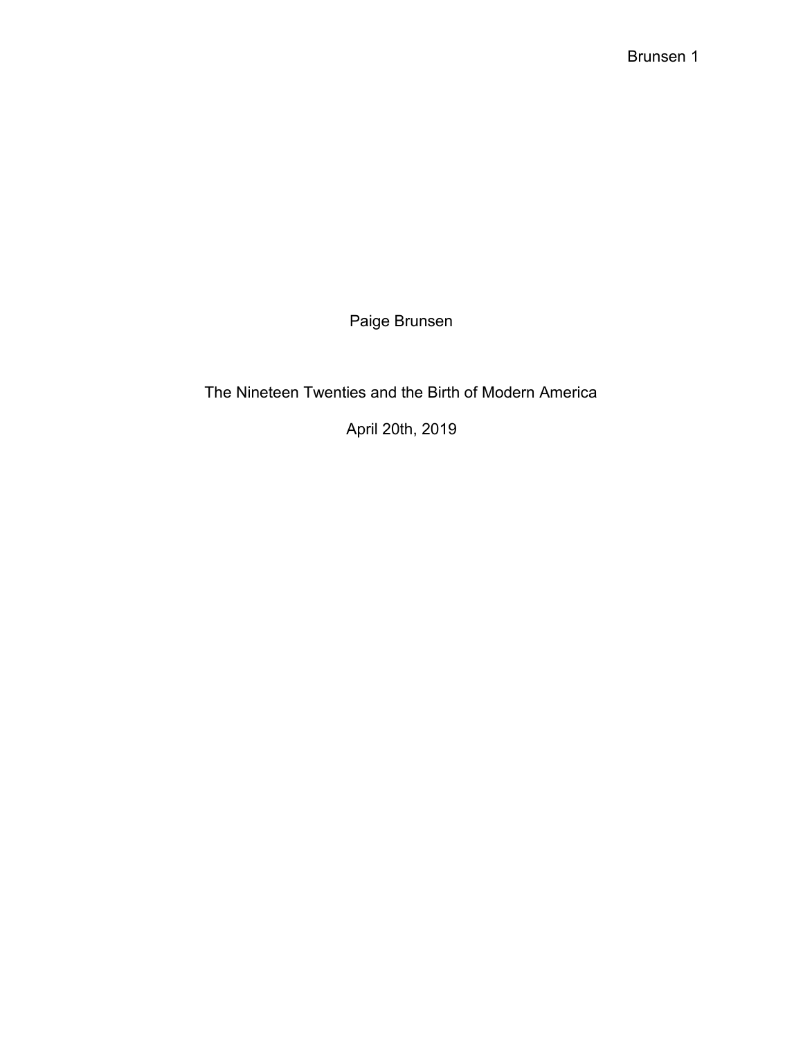Paige Brunsen

The Nineteen Twenties and the Birth of Modern America

April 20th, 2019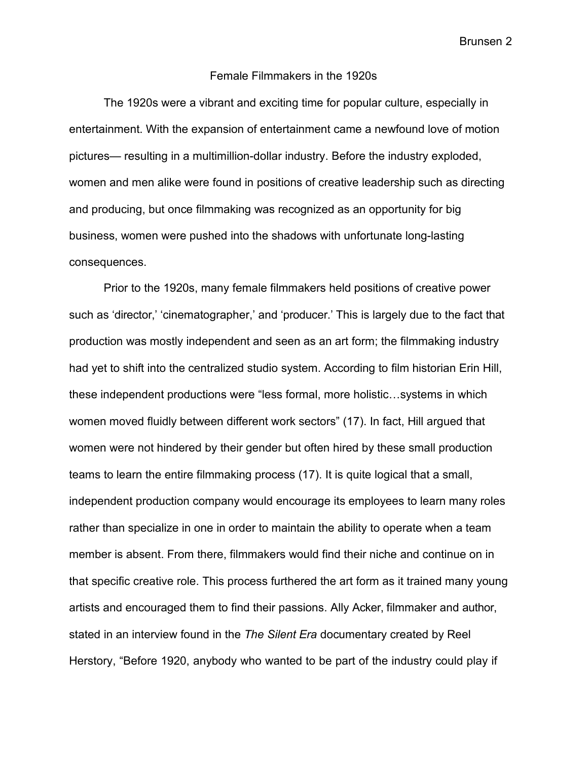Female Filmmakers in the 1920s

The 1920s were a vibrant and exciting time for popular culture, especially in entertainment. With the expansion of entertainment came a newfound love of motion pictures— resulting in a multimillion-dollar industry. Before the industry exploded, women and men alike were found in positions of creative leadership such as directing and producing, but once filmmaking was recognized as an opportunity for big business, women were pushed into the shadows with unfortunate long-lasting consequences.

Prior to the 1920s, many female filmmakers held positions of creative power such as 'director,' 'cinematographer,' and 'producer.' This is largely due to the fact that production was mostly independent and seen as an art form; the filmmaking industry had yet to shift into the centralized studio system. According to film historian Erin Hill, these independent productions were "less formal, more holistic…systems in which women moved fluidly between different work sectors" (17). In fact, Hill argued that women were not hindered by their gender but often hired by these small production teams to learn the entire filmmaking process (17). It is quite logical that a small, independent production company would encourage its employees to learn many roles rather than specialize in one in order to maintain the ability to operate when a team member is absent. From there, filmmakers would find their niche and continue on in that specific creative role. This process furthered the art form as it trained many young artists and encouraged them to find their passions. Ally Acker, filmmaker and author, stated in an interview found in the *The Silent Era* documentary created by Reel Herstory, "Before 1920, anybody who wanted to be part of the industry could play if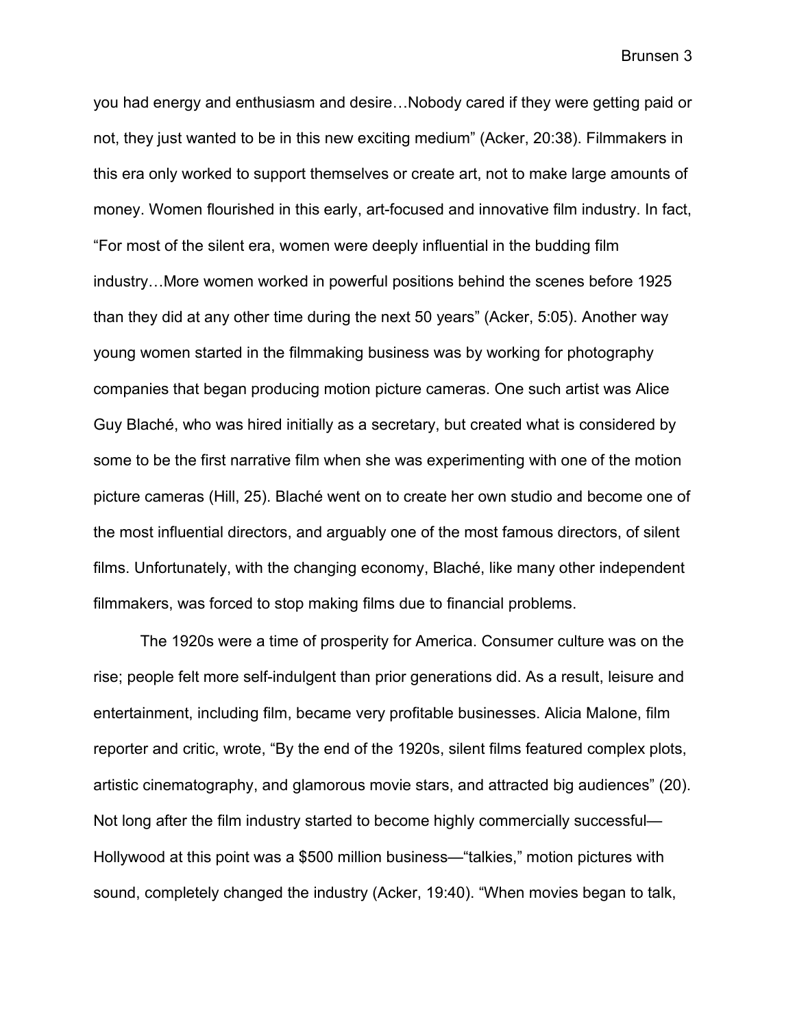you had energy and enthusiasm and desire…Nobody cared if they were getting paid or not, they just wanted to be in this new exciting medium" (Acker, 20:38). Filmmakers in this era only worked to support themselves or create art, not to make large amounts of money. Women flourished in this early, art-focused and innovative film industry. In fact, "For most of the silent era, women were deeply influential in the budding film industry…More women worked in powerful positions behind the scenes before 1925 than they did at any other time during the next 50 years" (Acker, 5:05). Another way young women started in the filmmaking business was by working for photography companies that began producing motion picture cameras. One such artist was Alice Guy Blaché, who was hired initially as a secretary, but created what is considered by some to be the first narrative film when she was experimenting with one of the motion picture cameras (Hill, 25). Blaché went on to create her own studio and become one of the most influential directors, and arguably one of the most famous directors, of silent films. Unfortunately, with the changing economy, Blaché, like many other independent filmmakers, was forced to stop making films due to financial problems.

The 1920s were a time of prosperity for America. Consumer culture was on the rise; people felt more self-indulgent than prior generations did. As a result, leisure and entertainment, including film, became very profitable businesses. Alicia Malone, film reporter and critic, wrote, "By the end of the 1920s, silent films featured complex plots, artistic cinematography, and glamorous movie stars, and attracted big audiences" (20). Not long after the film industry started to become highly commercially successful—Hollywood at this point was a $500 million business—"talkies," motion pictures with sound, completely changed the industry (Acker, 19:40). "When movies began to talk,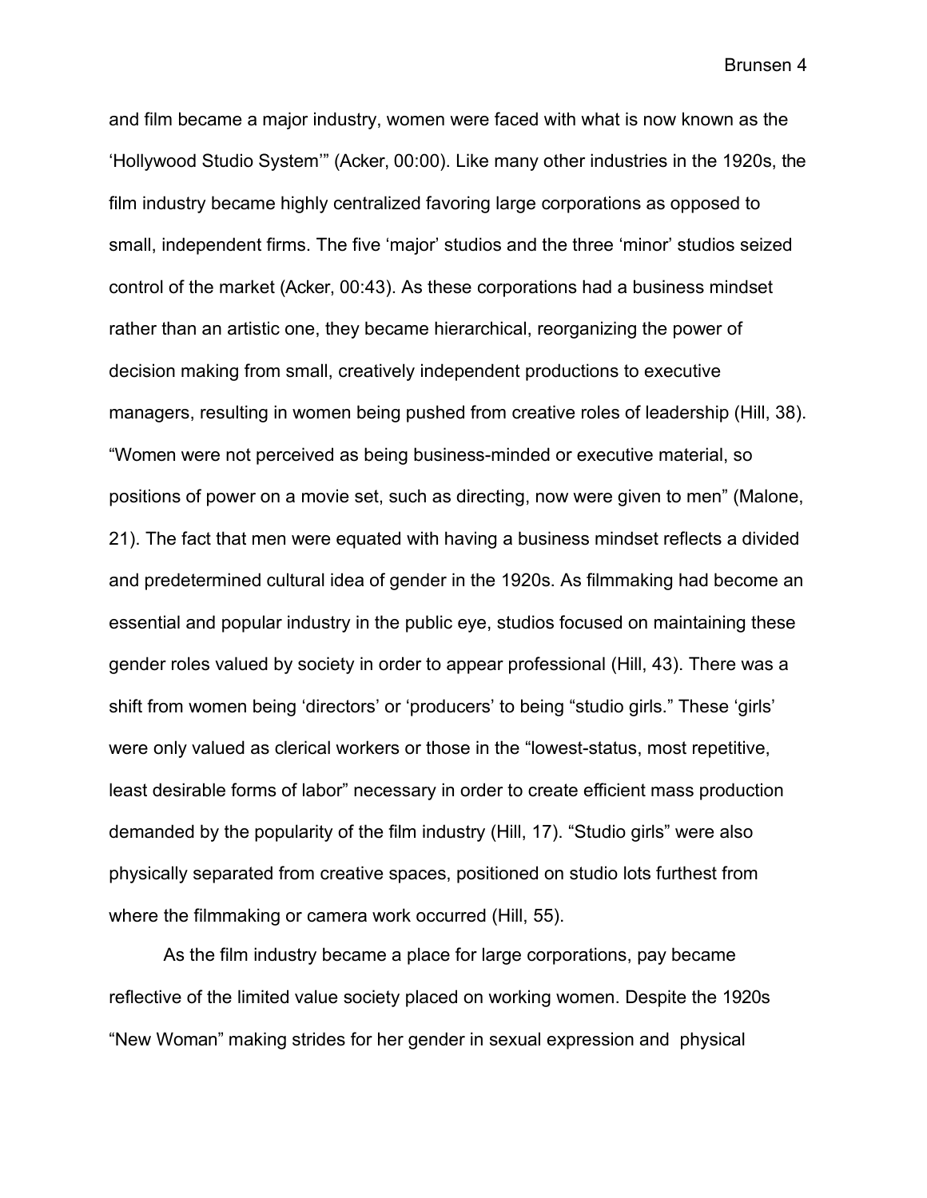and film became a major industry, women were faced with what is now known as the 'Hollywood Studio System'" (Acker, 00:00). Like many other industries in the 1920s, the film industry became highly centralized favoring large corporations as opposed to small, independent firms. The five 'major' studios and the three 'minor' studios seized control of the market (Acker, 00:43). As these corporations had a business mindset rather than an artistic one, they became hierarchical, reorganizing the power of decision making from small, creatively independent productions to executive managers, resulting in women being pushed from creative roles of leadership (Hill, 38). "Women were not perceived as being business-minded or executive material, so positions of power on a movie set, such as directing, now were given to men" (Malone, 21). The fact that men were equated with having a business mindset reflects a divided and predetermined cultural idea of gender in the 1920s. As filmmaking had become an essential and popular industry in the public eye, studios focused on maintaining these gender roles valued by society in order to appear professional (Hill, 43). There was a shift from women being 'directors' or 'producers' to being "studio girls." These 'girls' were only valued as clerical workers or those in the "lowest-status, most repetitive, least desirable forms of labor" necessary in order to create efficient mass production demanded by the popularity of the film industry (Hill, 17). "Studio girls" were also physically separated from creative spaces, positioned on studio lots furthest from where the filmmaking or camera work occurred (Hill, 55).

As the film industry became a place for large corporations, pay became reflective of the limited value society placed on working women. Despite the 1920s "New Woman" making strides for her gender in sexual expression and physical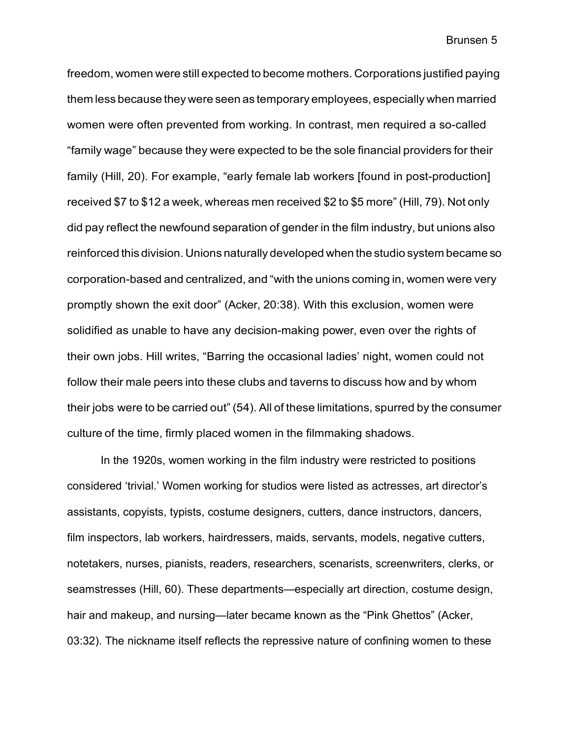freedom, women were still expected to become mothers. Corporations justified paying them less because they were seen as temporary employees, especially when married women were often prevented from working. In contrast, men required a so-called “family wage” because they were expected to be the sole financial providers for their family (Hill, 20). For example, “early female lab workers [found in post-production] received $7 to $12 a week, whereas men received $2 to $5 more” (Hill, 79). Not only did pay reflect the newfound separation of gender in the film industry, but unions also reinforced this division. Unions naturally developed when the studio system became so corporation-based and centralized, and “with the unions coming in, women were very promptly shown the exit door” (Acker, 20:38). With this exclusion, women were solidified as unable to have any decision-making power, even over the rights of their own jobs. Hill writes, “Barring the occasional ladies’ night, women could not follow their male peers into these clubs and taverns to discuss how and by whom their jobs were to be carried out” (54). All of these limitations, spurred by the consumer culture of the time, firmly placed women in the filmmaking shadows.

In the 1920s, women working in the film industry were restricted to positions considered ‘trivial.’ Women working for studios were listed as actresses, art director’s assistants, copyists, typists, costume designers, cutters, dance instructors, dancers, film inspectors, lab workers, hairdressers, maids, servants, models, negative cutters, notetakers, nurses, pianists, readers, researchers, scenarists, screenwriters, clerks, or seamstresses (Hill, 60). These departments—especially art direction, costume design, hair and makeup, and nursing—later became known as the “Pink Ghettos” (Acker, 03:32). The nickname itself reflects the repressive nature of confining women to these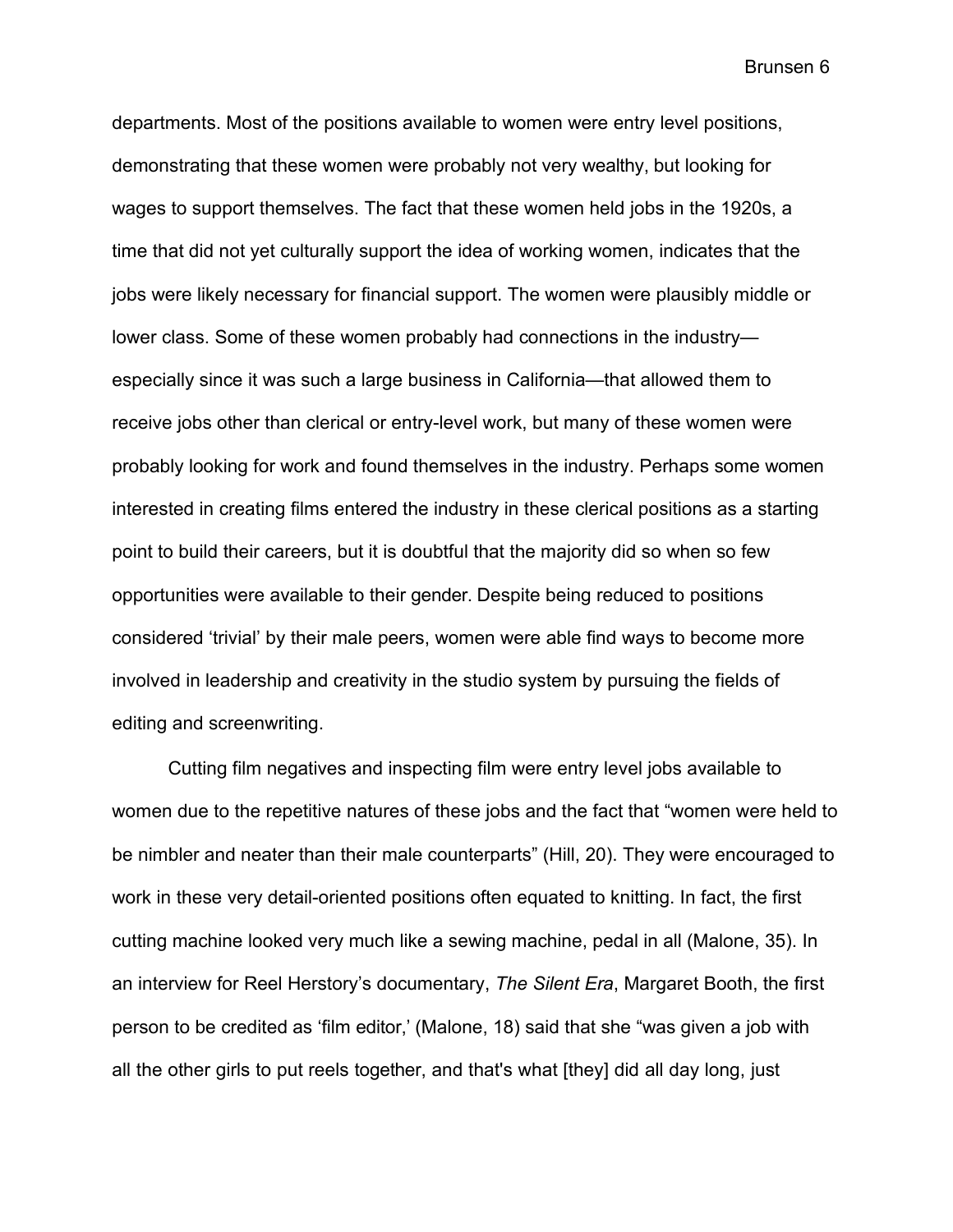departments. Most of the positions available to women were entry level positions, demonstrating that these women were probably not very wealthy, but looking for wages to support themselves. The fact that these women held jobs in the 1920s, a time that did not yet culturally support the idea of working women, indicates that the jobs were likely necessary for financial support. The women were plausibly middle or lower class. Some of these women probably had connections in the industry—especially since it was such a large business in California—that allowed them to receive jobs other than clerical or entry-level work, but many of these women were probably looking for work and found themselves in the industry. Perhaps some women interested in creating films entered the industry in these clerical positions as a starting point to build their careers, but it is doubtful that the majority did so when so few opportunities were available to their gender. Despite being reduced to positions considered 'trivial' by their male peers, women were able find ways to become more involved in leadership and creativity in the studio system by pursuing the fields of editing and screenwriting.

Cutting film negatives and inspecting film were entry level jobs available to women due to the repetitive natures of these jobs and the fact that "women were held to be nimbler and neater than their male counterparts" (Hill, 20). They were encouraged to work in these very detail-oriented positions often equated to knitting. In fact, the first cutting machine looked very much like a sewing machine, pedal in all (Malone, 35). In an interview for Reel Herstory's documentary, *The Silent Era*, Margaret Booth, the first person to be credited as 'film editor,' (Malone, 18) said that she "was given a job with all the other girls to put reels together, and that's what [they] did all day long, just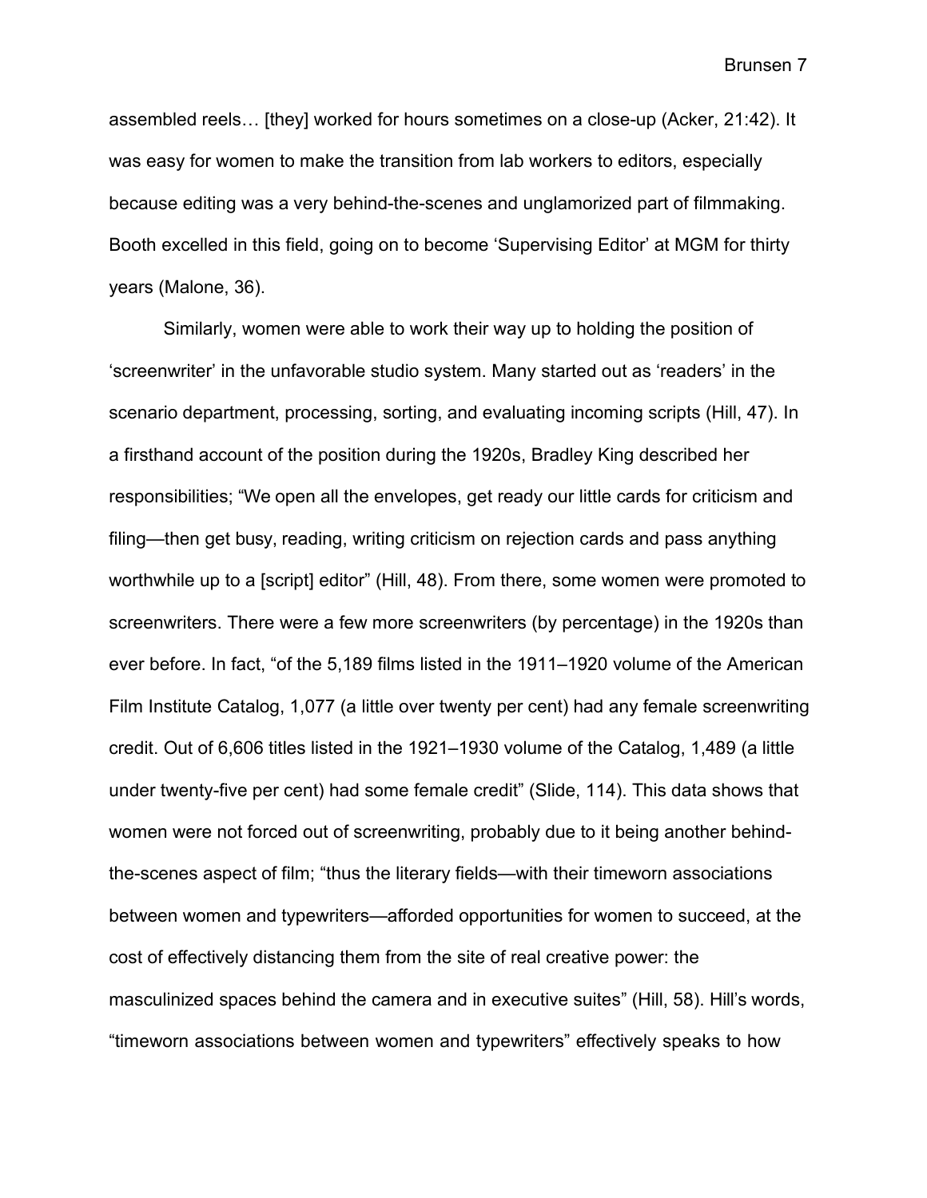assembled reels… [they] worked for hours sometimes on a close-up (Acker, 21:42). It was easy for women to make the transition from lab workers to editors, especially because editing was a very behind-the-scenes and unglamorized part of filmmaking. Booth excelled in this field, going on to become 'Supervising Editor' at MGM for thirty years (Malone, 36).

Similarly, women were able to work their way up to holding the position of 'screenwriter' in the unfavorable studio system. Many started out as 'readers' in the scenario department, processing, sorting, and evaluating incoming scripts (Hill, 47). In a firsthand account of the position during the 1920s, Bradley King described her responsibilities; "We open all the envelopes, get ready our little cards for criticism and filing—then get busy, reading, writing criticism on rejection cards and pass anything worthwhile up to a [script] editor" (Hill, 48). From there, some women were promoted to screenwriters. There were a few more screenwriters (by percentage) in the 1920s than ever before. In fact, "of the 5,189 films listed in the 1911–1920 volume of the American Film Institute Catalog, 1,077 (a little over twenty per cent) had any female screenwriting credit. Out of 6,606 titles listed in the 1921–1930 volume of the Catalog, 1,489 (a little under twenty-five per cent) had some female credit" (Slide, 114). This data shows that women were not forced out of screenwriting, probably due to it being another behind-the-scenes aspect of film; "thus the literary fields—with their timeworn associations between women and typewriters—afforded opportunities for women to succeed, at the cost of effectively distancing them from the site of real creative power: the masculinized spaces behind the camera and in executive suites" (Hill, 58). Hill's words, "timeworn associations between women and typewriters" effectively speaks to how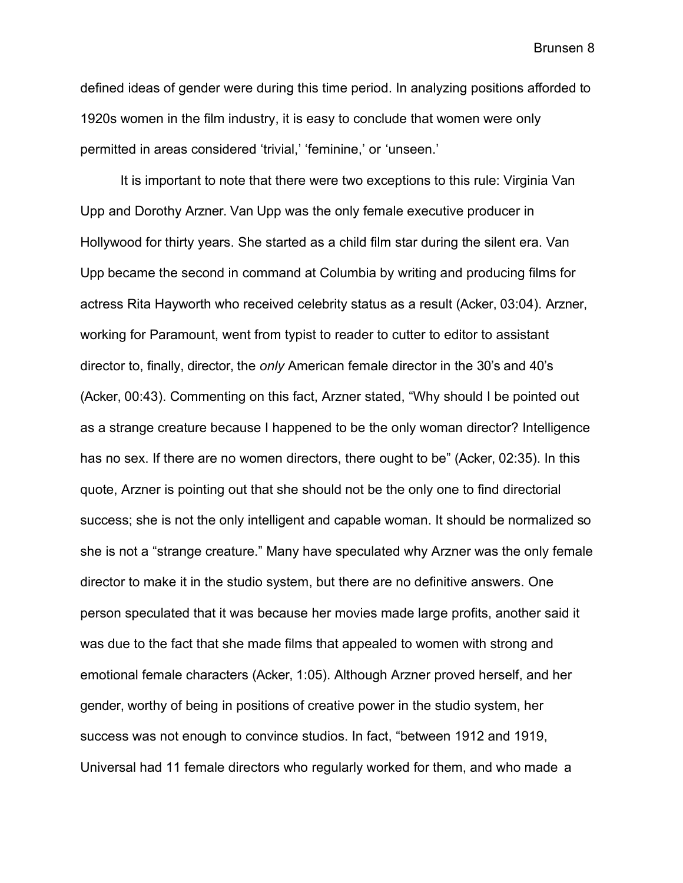defined ideas of gender were during this time period. In analyzing positions afforded to 1920s women in the film industry, it is easy to conclude that women were only permitted in areas considered ‘trivial,’ ‘feminine,’ or ‘unseen.’

It is important to note that there were two exceptions to this rule: Virginia Van Upp and Dorothy Arzner. Van Upp was the only female executive producer in Hollywood for thirty years. She started as a child film star during the silent era. Van Upp became the second in command at Columbia by writing and producing films for actress Rita Hayworth who received celebrity status as a result (Acker, 03:04). Arzner, working for Paramount, went from typist to reader to cutter to editor to assistant director to, finally, director, the *only* American female director in the 30’s and 40’s (Acker, 00:43). Commenting on this fact, Arzner stated, “Why should I be pointed out as a strange creature because I happened to be the only woman director? Intelligence has no sex. If there are no women directors, there ought to be” (Acker, 02:35). In this quote, Arzner is pointing out that she should not be the only one to find directorial success; she is not the only intelligent and capable woman. It should be normalized so she is not a “strange creature.” Many have speculated why Arzner was the only female director to make it in the studio system, but there are no definitive answers. One person speculated that it was because her movies made large profits, another said it was due to the fact that she made films that appealed to women with strong and emotional female characters (Acker, 1:05). Although Arzner proved herself, and her gender, worthy of being in positions of creative power in the studio system, her success was not enough to convince studios. In fact, “between 1912 and 1919, Universal had 11 female directors who regularly worked for them, and who made a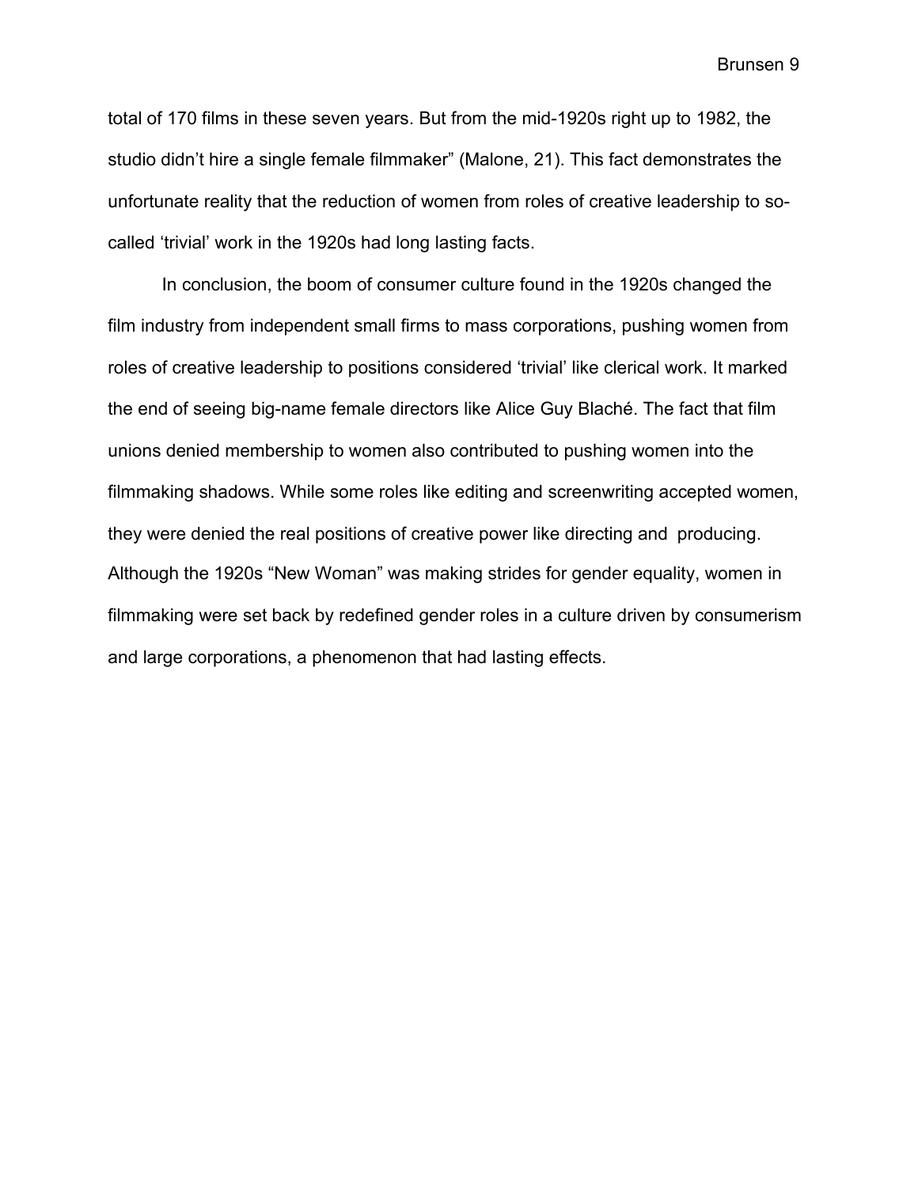total of 170 films in these seven years. But from the mid-1920s right up to 1982, the studio didn't hire a single female filmmaker" (Malone, 21). This fact demonstrates the unfortunate reality that the reduction of women from roles of creative leadership to so-called 'trivial' work in the 1920s had long lasting facts.

In conclusion, the boom of consumer culture found in the 1920s changed the film industry from independent small firms to mass corporations, pushing women from roles of creative leadership to positions considered 'trivial' like clerical work. It marked the end of seeing big-name female directors like Alice Guy Blaché. The fact that film unions denied membership to women also contributed to pushing women into the filmmaking shadows. While some roles like editing and screenwriting accepted women, they were denied the real positions of creative power like directing and producing. Although the 1920s "New Woman" was making strides for gender equality, women in filmmaking were set back by redefined gender roles in a culture driven by consumerism and large corporations, a phenomenon that had lasting effects.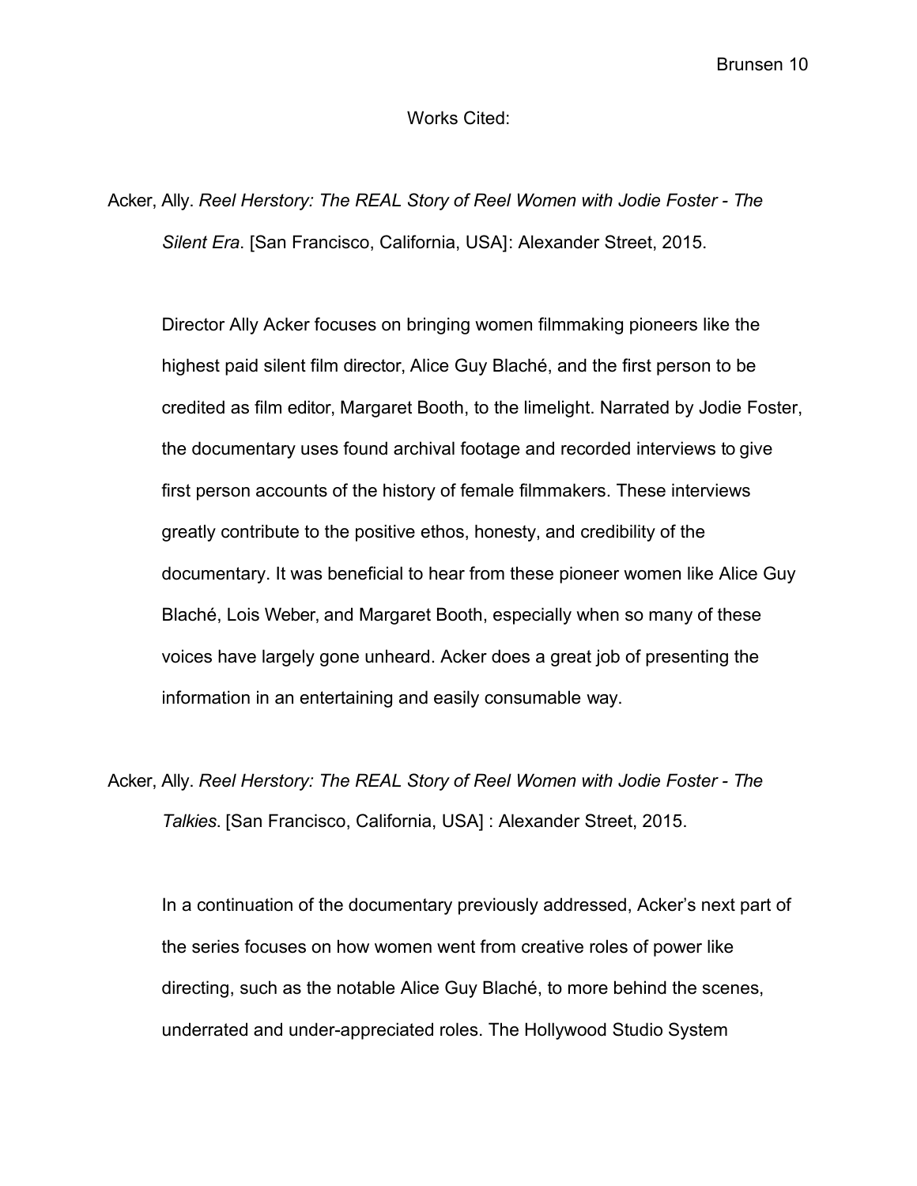Works Cited:

Acker, Ally. *Reel Herstory: The REAL Story of Reel Women with Jodie Foster - The Silent Era*. [San Francisco, California, USA]: Alexander Street, 2015.

Director Ally Acker focuses on bringing women filmmaking pioneers like the highest paid silent film director, Alice Guy Blaché, and the first person to be credited as film editor, Margaret Booth, to the limelight. Narrated by Jodie Foster, the documentary uses found archival footage and recorded interviews to give first person accounts of the history of female filmmakers. These interviews greatly contribute to the positive ethos, honesty, and credibility of the documentary. It was beneficial to hear from these pioneer women like Alice Guy Blaché, Lois Weber, and Margaret Booth, especially when so many of these voices have largely gone unheard. Acker does a great job of presenting the information in an entertaining and easily consumable way.

Acker, Ally. *Reel Herstory: The REAL Story of Reel Women with Jodie Foster - The Talkies*. [San Francisco, California, USA] : Alexander Street, 2015.

In a continuation of the documentary previously addressed, Acker's next part of the series focuses on how women went from creative roles of power like directing, such as the notable Alice Guy Blaché, to more behind the scenes, underrated and under-appreciated roles. The Hollywood Studio System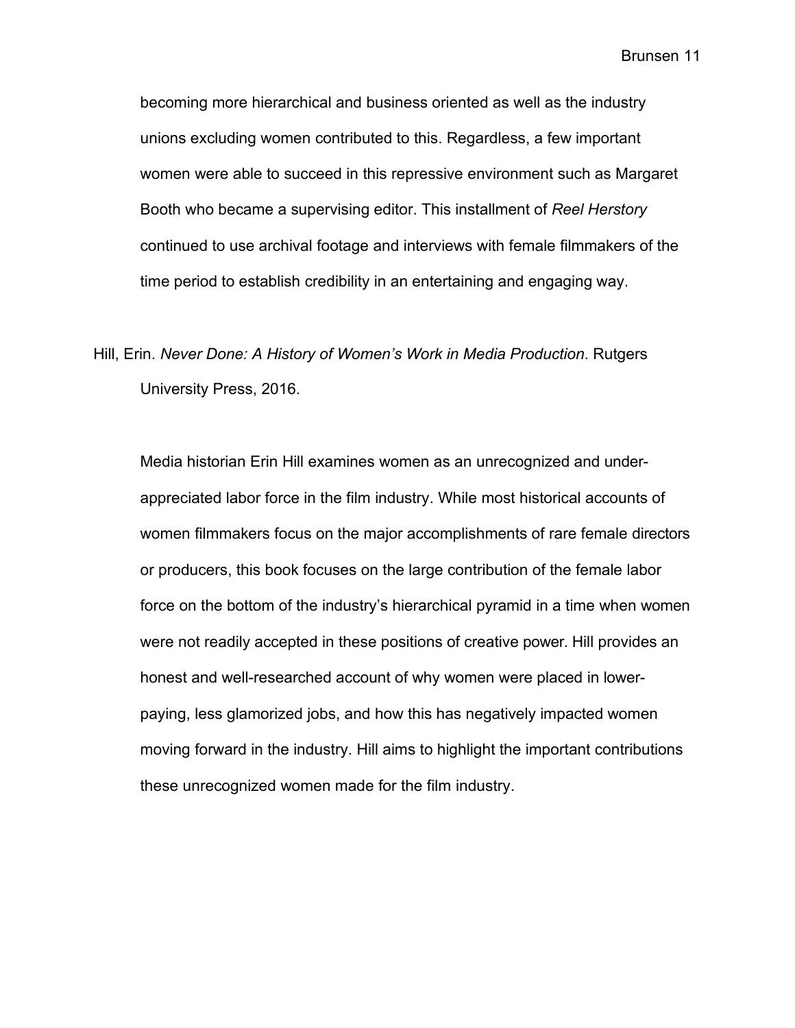becoming more hierarchical and business oriented as well as the industry unions excluding women contributed to this. Regardless, a few important women were able to succeed in this repressive environment such as Margaret Booth who became a supervising editor. This installment of *Reel Herstory* continued to use archival footage and interviews with female filmmakers of the time period to establish credibility in an entertaining and engaging way.

Hill, Erin. *Never Done: A History of Women's Work in Media Production*. Rutgers University Press, 2016.

Media historian Erin Hill examines women as an unrecognized and under-appreciated labor force in the film industry. While most historical accounts of women filmmakers focus on the major accomplishments of rare female directors or producers, this book focuses on the large contribution of the female labor force on the bottom of the industry's hierarchical pyramid in a time when women were not readily accepted in these positions of creative power. Hill provides an honest and well-researched account of why women were placed in lower-paying, less glamorized jobs, and how this has negatively impacted women moving forward in the industry. Hill aims to highlight the important contributions these unrecognized women made for the film industry.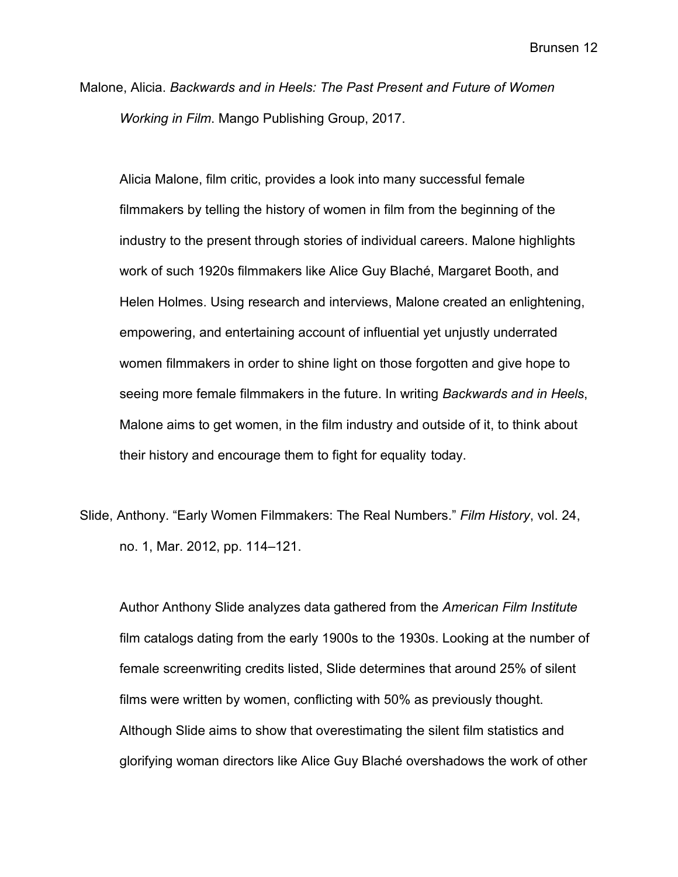Malone, Alicia. *Backwards and in Heels: The Past Present and Future of Women Working in Film*. Mango Publishing Group, 2017.

Alicia Malone, film critic, provides a look into many successful female filmmakers by telling the history of women in film from the beginning of the industry to the present through stories of individual careers. Malone highlights work of such 1920s filmmakers like Alice Guy Blaché, Margaret Booth, and Helen Holmes. Using research and interviews, Malone created an enlightening, empowering, and entertaining account of influential yet unjustly underrated women filmmakers in order to shine light on those forgotten and give hope to seeing more female filmmakers in the future. In writing *Backwards and in Heels*, Malone aims to get women, in the film industry and outside of it, to think about their history and encourage them to fight for equality today.

Slide, Anthony. "Early Women Filmmakers: The Real Numbers." *Film History*, vol. 24, no. 1, Mar. 2012, pp. 114–121.

Author Anthony Slide analyzes data gathered from the *American Film Institute* film catalogs dating from the early 1900s to the 1930s. Looking at the number of female screenwriting credits listed, Slide determines that around 25% of silent films were written by women, conflicting with 50% as previously thought. Although Slide aims to show that overestimating the silent film statistics and glorifying woman directors like Alice Guy Blaché overshadows the work of other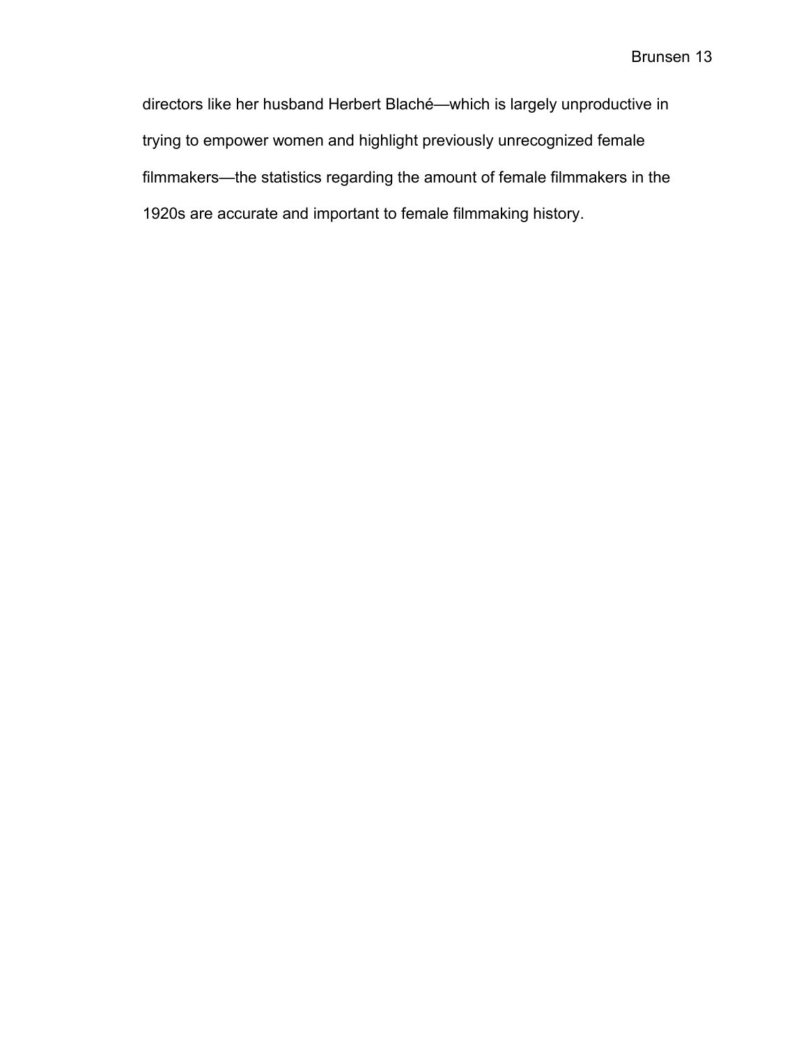directors like her husband Herbert Blaché—which is largely unproductive in trying to empower women and highlight previously unrecognized female filmmakers—the statistics regarding the amount of female filmmakers in the 1920s are accurate and important to female filmmaking history.